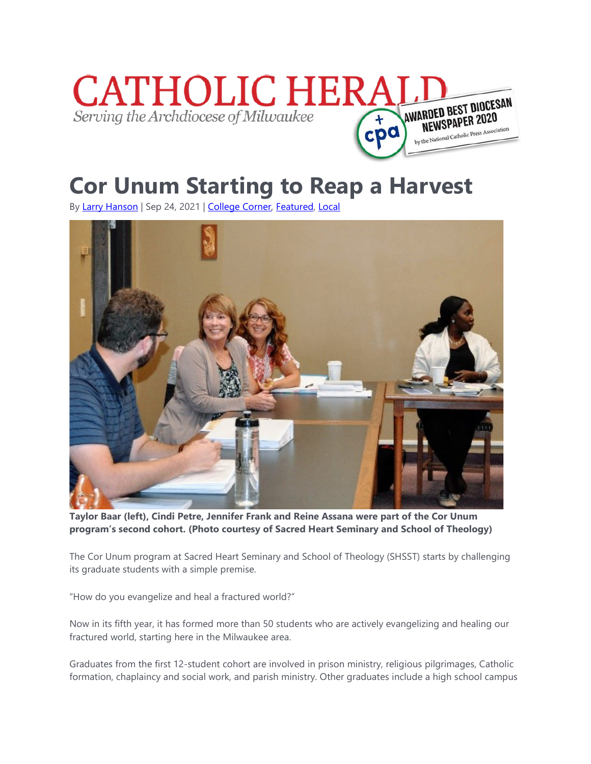CATHOLIC HERALD

*Serving the Archdiocese of Milwaukee*

AWARDED BEST DIOCESAN NEWSPAPER 2020 by the National Catholic Press Association

# Cor Unum Starting to Reap a Harvest

By Larry Hanson | Sep 24, 2021 | College Corner, Featured, Local

**Taylor Baar (left), Cindi Petre, Jennifer Frank and Reine Assana were part of the Cor Unum program's second cohort. (Photo courtesy of Sacred Heart Seminary and School of Theology)**

The Cor Unum program at Sacred Heart Seminary and School of Theology (SHSST) starts by challenging its graduate students with a simple premise.

"How do you evangelize and heal a fractured world?"

Now in its fifth year, it has formed more than 50 students who are actively evangelizing and healing our fractured world, starting here in the Milwaukee area.

Graduates from the first 12-student cohort are involved in prison ministry, religious pilgrimages, Catholic formation, chaplaincy and social work, and parish ministry. Other graduates include a high school campus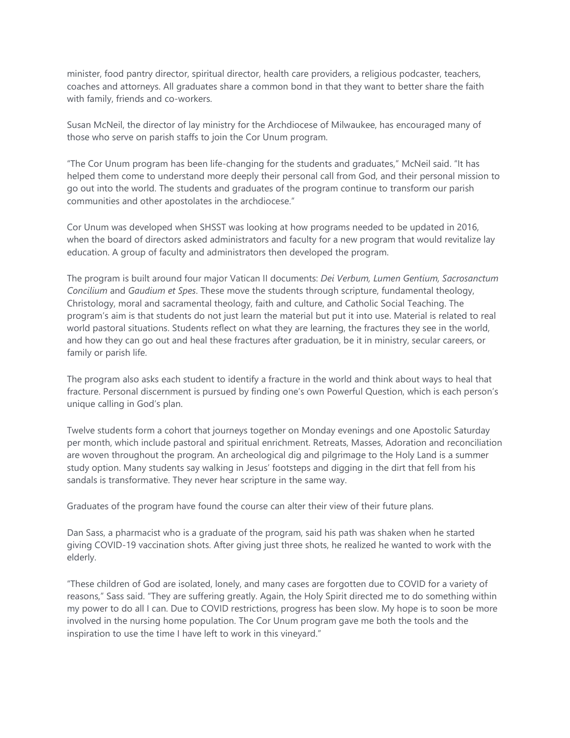minister, food pantry director, spiritual director, health care providers, a religious podcaster, teachers, coaches and attorneys. All graduates share a common bond in that they want to better share the faith with family, friends and co-workers.

Susan McNeil, the director of lay ministry for the Archdiocese of Milwaukee, has encouraged many of those who serve on parish staffs to join the Cor Unum program.

"The Cor Unum program has been life-changing for the students and graduates," McNeil said. "It has helped them come to understand more deeply their personal call from God, and their personal mission to go out into the world. The students and graduates of the program continue to transform our parish communities and other apostolates in the archdiocese."

Cor Unum was developed when SHSST was looking at how programs needed to be updated in 2016, when the board of directors asked administrators and faculty for a new program that would revitalize lay education. A group of faculty and administrators then developed the program.

The program is built around four major Vatican II documents: *Dei Verbum, Lumen Gentium, Sacrosanctum Concilium* and *Gaudium et Spes*. These move the students through scripture, fundamental theology, Christology, moral and sacramental theology, faith and culture, and Catholic Social Teaching. The program's aim is that students do not just learn the material but put it into use. Material is related to real world pastoral situations. Students reflect on what they are learning, the fractures they see in the world, and how they can go out and heal these fractures after graduation, be it in ministry, secular careers, or family or parish life.

The program also asks each student to identify a fracture in the world and think about ways to heal that fracture. Personal discernment is pursued by finding one's own Powerful Question, which is each person's unique calling in God's plan.

Twelve students form a cohort that journeys together on Monday evenings and one Apostolic Saturday per month, which include pastoral and spiritual enrichment. Retreats, Masses, Adoration and reconciliation are woven throughout the program. An archeological dig and pilgrimage to the Holy Land is a summer study option. Many students say walking in Jesus' footsteps and digging in the dirt that fell from his sandals is transformative. They never hear scripture in the same way.

Graduates of the program have found the course can alter their view of their future plans.

Dan Sass, a pharmacist who is a graduate of the program, said his path was shaken when he started giving COVID-19 vaccination shots. After giving just three shots, he realized he wanted to work with the elderly.

"These children of God are isolated, lonely, and many cases are forgotten due to COVID for a variety of reasons," Sass said. "They are suffering greatly. Again, the Holy Spirit directed me to do something within my power to do all I can. Due to COVID restrictions, progress has been slow. My hope is to soon be more involved in the nursing home population. The Cor Unum program gave me both the tools and the inspiration to use the time I have left to work in this vineyard."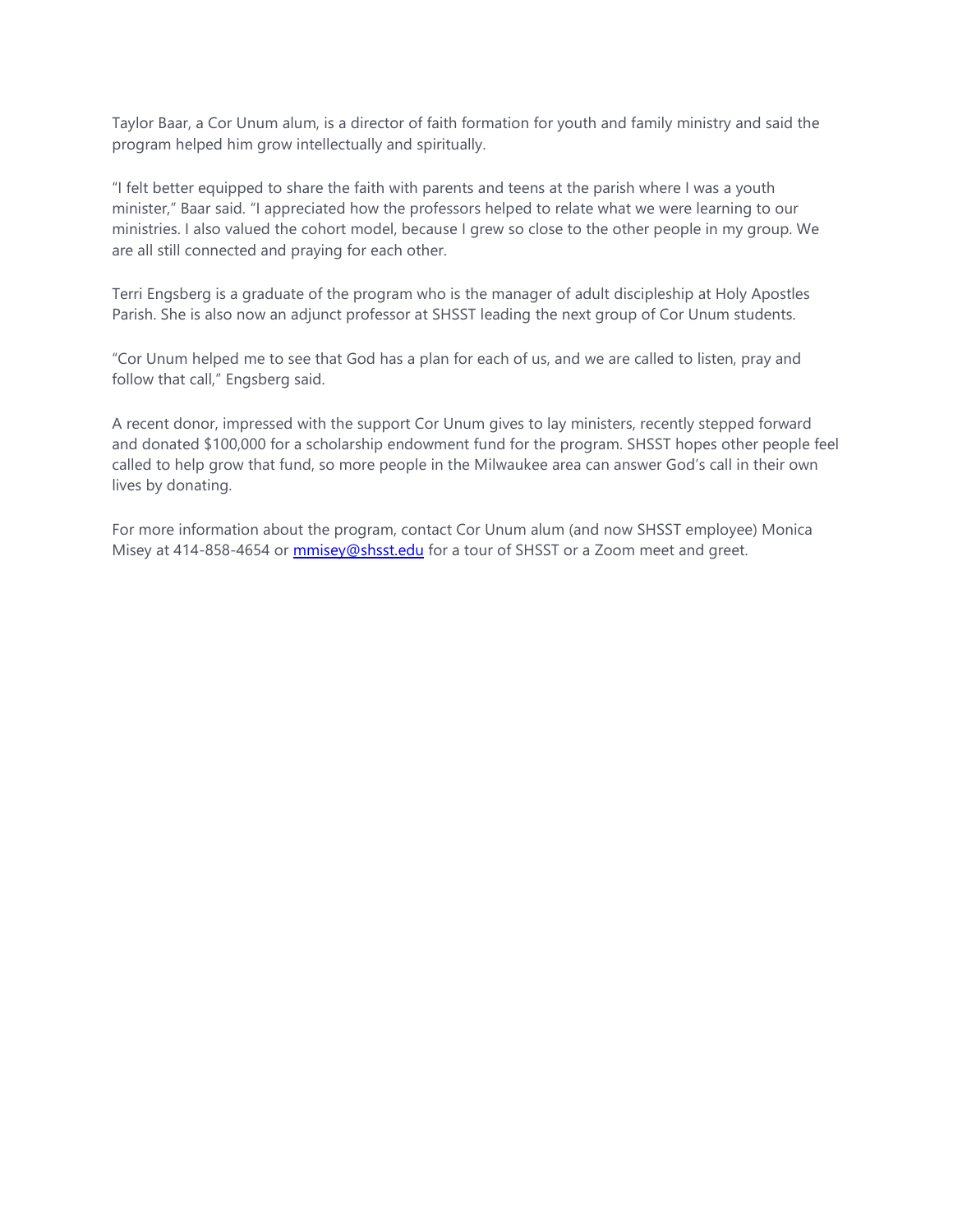Taylor Baar, a Cor Unum alum, is a director of faith formation for youth and family ministry and said the program helped him grow intellectually and spiritually.

"I felt better equipped to share the faith with parents and teens at the parish where I was a youth minister," Baar said. "I appreciated how the professors helped to relate what we were learning to our ministries. I also valued the cohort model, because I grew so close to the other people in my group. We are all still connected and praying for each other.

Terri Engsberg is a graduate of the program who is the manager of adult discipleship at Holy Apostles Parish. She is also now an adjunct professor at SHSST leading the next group of Cor Unum students.

"Cor Unum helped me to see that God has a plan for each of us, and we are called to listen, pray and follow that call," Engsberg said.

A recent donor, impressed with the support Cor Unum gives to lay ministers, recently stepped forward and donated $100,000 for a scholarship endowment fund for the program. SHSST hopes other people feel called to help grow that fund, so more people in the Milwaukee area can answer God's call in their own lives by donating.

For more information about the program, contact Cor Unum alum (and now SHSST employee) Monica Misey at 414-858-4654 or [mmisey@shsst.edu](mailto:mmisey@shsst.edu) for a tour of SHSST or a Zoom meet and greet.